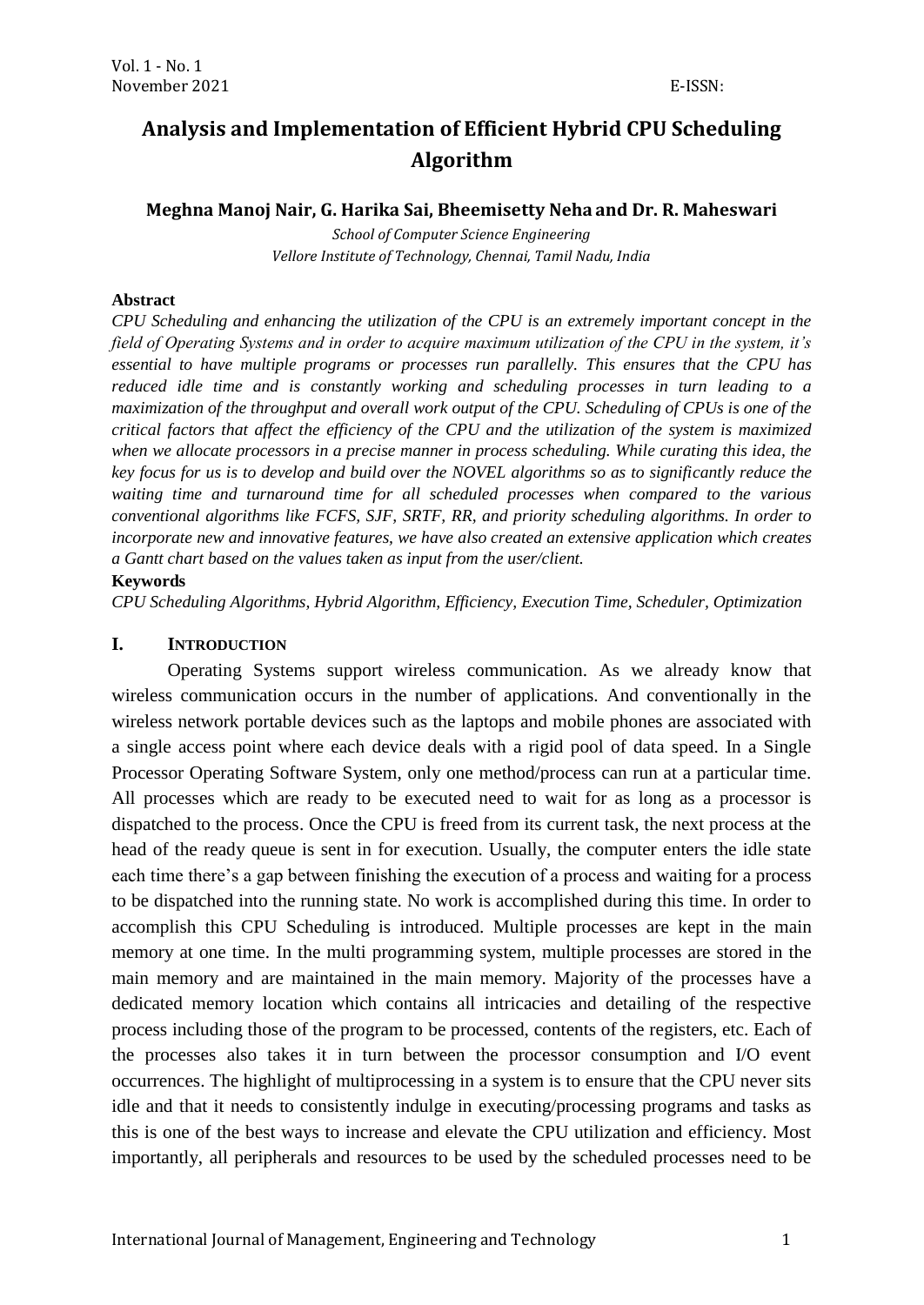# Analysis and Implementation of Efficient Hybrid CPU Scheduling Algorithm

**Meghna Manoj Nair, G. Harika Sai, Bheemisetty Neha and Dr. R. Maheswari**

*School of Computer Science Engineering*
*Vellore Institute of Technology, Chennai, Tamil Nadu, India*

**Abstract**

*CPU Scheduling and enhancing the utilization of the CPU is an extremely important concept in the field of Operating Systems and in order to acquire maximum utilization of the CPU in the system, it's essential to have multiple programs or processes run parallelly. This ensures that the CPU has reduced idle time and is constantly working and scheduling processes in turn leading to a maximization of the throughput and overall work output of the CPU. Scheduling of CPUs is one of the critical factors that affect the efficiency of the CPU and the utilization of the system is maximized when we allocate processors in a precise manner in process scheduling. While curating this idea, the key focus for us is to develop and build over the NOVEL algorithms so as to significantly reduce the waiting time and turnaround time for all scheduled processes when compared to the various conventional algorithms like FCFS, SJF, SRTF, RR, and priority scheduling algorithms. In order to incorporate new and innovative features, we have also created an extensive application which creates a Gantt chart based on the values taken as input from the user/client.*

**Keywords**

*CPU Scheduling Algorithms, Hybrid Algorithm, Efficiency, Execution Time, Scheduler, Optimization*

## I. INTRODUCTION

Operating Systems support wireless communication. As we already know that wireless communication occurs in the number of applications. And conventionally in the wireless network portable devices such as the laptops and mobile phones are associated with a single access point where each device deals with a rigid pool of data speed. In a Single Processor Operating Software System, only one method/process can run at a particular time. All processes which are ready to be executed need to wait for as long as a processor is dispatched to the process. Once the CPU is freed from its current task, the next process at the head of the ready queue is sent in for execution. Usually, the computer enters the idle state each time there's a gap between finishing the execution of a process and waiting for a process to be dispatched into the running state. No work is accomplished during this time. In order to accomplish this CPU Scheduling is introduced. Multiple processes are kept in the main memory at one time. In the multi programming system, multiple processes are stored in the main memory and are maintained in the main memory. Majority of the processes have a dedicated memory location which contains all intricacies and detailing of the respective process including those of the program to be processed, contents of the registers, etc. Each of the processes also takes it in turn between the processor consumption and I/O event occurrences. The highlight of multiprocessing in a system is to ensure that the CPU never sits idle and that it needs to consistently indulge in executing/processing programs and tasks as this is one of the best ways to increase and elevate the CPU utilization and efficiency. Most importantly, all peripherals and resources to be used by the scheduled processes need to be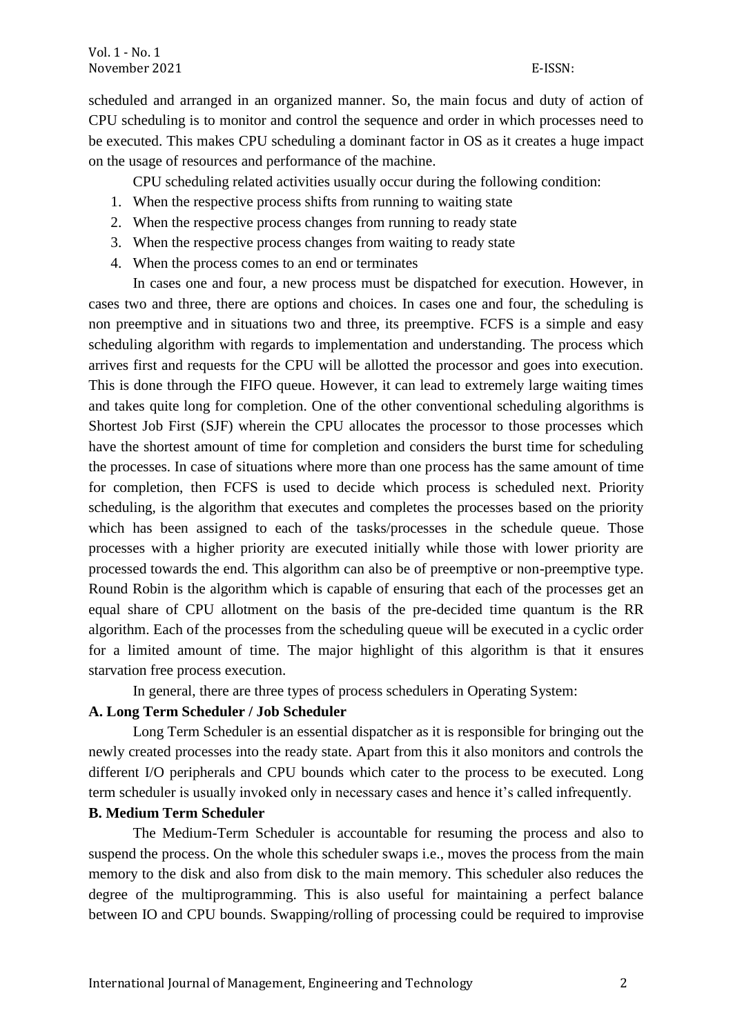scheduled and arranged in an organized manner. So, the main focus and duty of action of CPU scheduling is to monitor and control the sequence and order in which processes need to be executed. This makes CPU scheduling a dominant factor in OS as it creates a huge impact on the usage of resources and performance of the machine.

CPU scheduling related activities usually occur during the following condition:

1. When the respective process shifts from running to waiting state
2. When the respective process changes from running to ready state
3. When the respective process changes from waiting to ready state
4. When the process comes to an end or terminates

In cases one and four, a new process must be dispatched for execution. However, in cases two and three, there are options and choices. In cases one and four, the scheduling is non preemptive and in situations two and three, its preemptive. FCFS is a simple and easy scheduling algorithm with regards to implementation and understanding. The process which arrives first and requests for the CPU will be allotted the processor and goes into execution. This is done through the FIFO queue. However, it can lead to extremely large waiting times and takes quite long for completion. One of the other conventional scheduling algorithms is Shortest Job First (SJF) wherein the CPU allocates the processor to those processes which have the shortest amount of time for completion and considers the burst time for scheduling the processes. In case of situations where more than one process has the same amount of time for completion, then FCFS is used to decide which process is scheduled next. Priority scheduling, is the algorithm that executes and completes the processes based on the priority which has been assigned to each of the tasks/processes in the schedule queue. Those processes with a higher priority are executed initially while those with lower priority are processed towards the end. This algorithm can also be of preemptive or non-preemptive type. Round Robin is the algorithm which is capable of ensuring that each of the processes get an equal share of CPU allotment on the basis of the pre-decided time quantum is the RR algorithm. Each of the processes from the scheduling queue will be executed in a cyclic order for a limited amount of time. The major highlight of this algorithm is that it ensures starvation free process execution.

In general, there are three types of process schedulers in Operating System:

**A. Long Term Scheduler / Job Scheduler**

Long Term Scheduler is an essential dispatcher as it is responsible for bringing out the newly created processes into the ready state. Apart from this it also monitors and controls the different I/O peripherals and CPU bounds which cater to the process to be executed. Long term scheduler is usually invoked only in necessary cases and hence it's called infrequently.

**B. Medium Term Scheduler**

The Medium-Term Scheduler is accountable for resuming the process and also to suspend the process. On the whole this scheduler swaps i.e., moves the process from the main memory to the disk and also from disk to the main memory. This scheduler also reduces the degree of the multiprogramming. This is also useful for maintaining a perfect balance between IO and CPU bounds. Swapping/rolling of processing could be required to improvise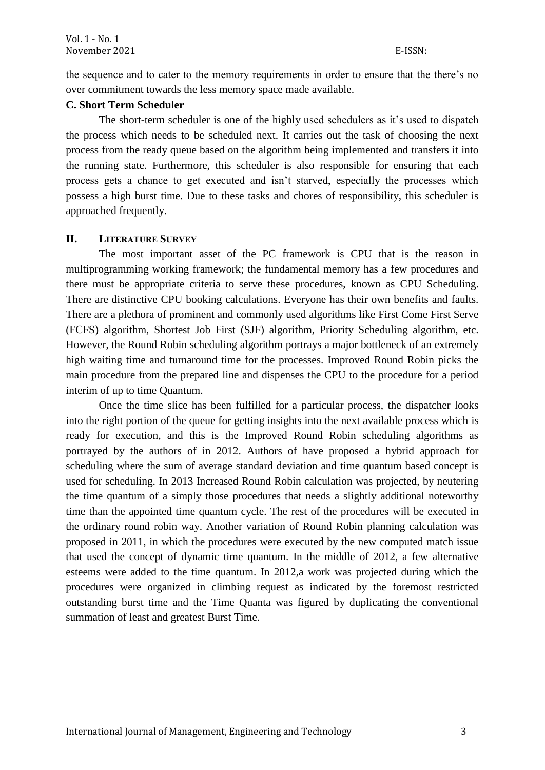the sequence and to cater to the memory requirements in order to ensure that the there's no over commitment towards the less memory space made available.

### C. Short Term Scheduler

The short-term scheduler is one of the highly used schedulers as it's used to dispatch the process which needs to be scheduled next. It carries out the task of choosing the next process from the ready queue based on the algorithm being implemented and transfers it into the running state. Furthermore, this scheduler is also responsible for ensuring that each process gets a chance to get executed and isn't starved, especially the processes which possess a high burst time. Due to these tasks and chores of responsibility, this scheduler is approached frequently.

## II. Literature Survey

The most important asset of the PC framework is CPU that is the reason in multiprogramming working framework; the fundamental memory has a few procedures and there must be appropriate criteria to serve these procedures, known as CPU Scheduling. There are distinctive CPU booking calculations. Everyone has their own benefits and faults. There are a plethora of prominent and commonly used algorithms like First Come First Serve (FCFS) algorithm, Shortest Job First (SJF) algorithm, Priority Scheduling algorithm, etc. However, the Round Robin scheduling algorithm portrays a major bottleneck of an extremely high waiting time and turnaround time for the processes. Improved Round Robin picks the main procedure from the prepared line and dispenses the CPU to the procedure for a period interim of up to time Quantum.

Once the time slice has been fulfilled for a particular process, the dispatcher looks into the right portion of the queue for getting insights into the next available process which is ready for execution, and this is the Improved Round Robin scheduling algorithms as portrayed by the authors of in 2012. Authors of have proposed a hybrid approach for scheduling where the sum of average standard deviation and time quantum based concept is used for scheduling. In 2013 Increased Round Robin calculation was projected, by neutering the time quantum of a simply those procedures that needs a slightly additional noteworthy time than the appointed time quantum cycle. The rest of the procedures will be executed in the ordinary round robin way. Another variation of Round Robin planning calculation was proposed in 2011, in which the procedures were executed by the new computed match issue that used the concept of dynamic time quantum. In the middle of 2012, a few alternative esteems were added to the time quantum. In 2012,a work was projected during which the procedures were organized in climbing request as indicated by the foremost restricted outstanding burst time and the Time Quanta was figured by duplicating the conventional summation of least and greatest Burst Time.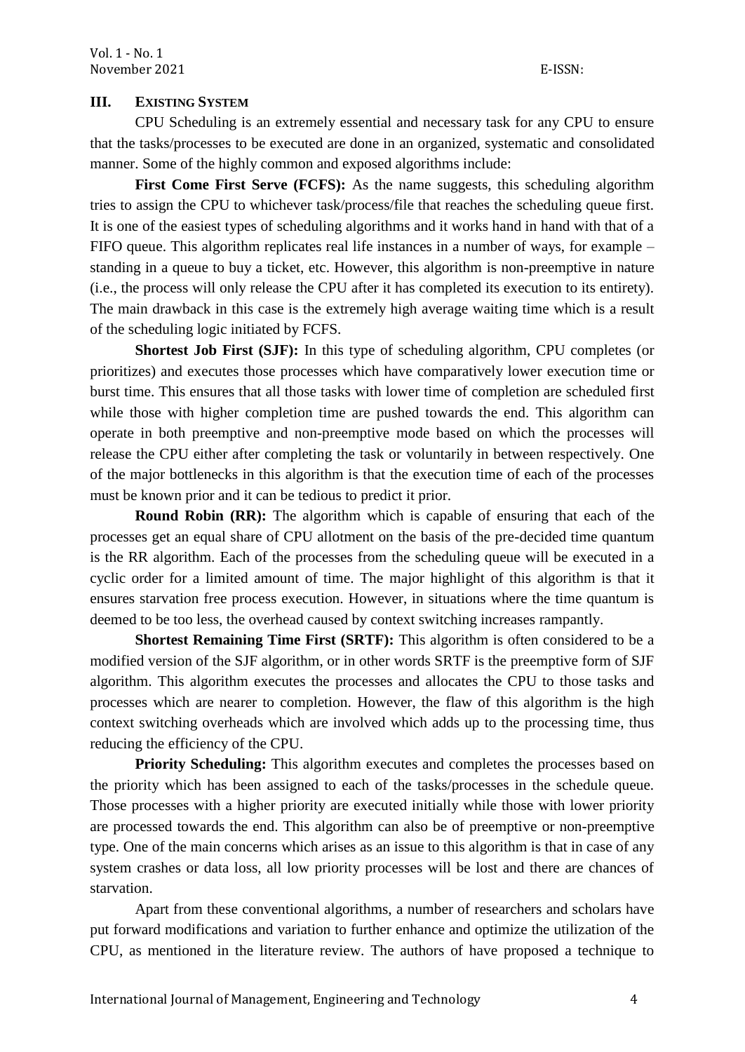## III. EXISTING SYSTEM

CPU Scheduling is an extremely essential and necessary task for any CPU to ensure that the tasks/processes to be executed are done in an organized, systematic and consolidated manner. Some of the highly common and exposed algorithms include:

**First Come First Serve (FCFS):** As the name suggests, this scheduling algorithm tries to assign the CPU to whichever task/process/file that reaches the scheduling queue first. It is one of the easiest types of scheduling algorithms and it works hand in hand with that of a FIFO queue. This algorithm replicates real life instances in a number of ways, for example – standing in a queue to buy a ticket, etc. However, this algorithm is non-preemptive in nature (i.e., the process will only release the CPU after it has completed its execution to its entirety). The main drawback in this case is the extremely high average waiting time which is a result of the scheduling logic initiated by FCFS.

**Shortest Job First (SJF):** In this type of scheduling algorithm, CPU completes (or prioritizes) and executes those processes which have comparatively lower execution time or burst time. This ensures that all those tasks with lower time of completion are scheduled first while those with higher completion time are pushed towards the end. This algorithm can operate in both preemptive and non-preemptive mode based on which the processes will release the CPU either after completing the task or voluntarily in between respectively. One of the major bottlenecks in this algorithm is that the execution time of each of the processes must be known prior and it can be tedious to predict it prior.

**Round Robin (RR):** The algorithm which is capable of ensuring that each of the processes get an equal share of CPU allotment on the basis of the pre-decided time quantum is the RR algorithm. Each of the processes from the scheduling queue will be executed in a cyclic order for a limited amount of time. The major highlight of this algorithm is that it ensures starvation free process execution. However, in situations where the time quantum is deemed to be too less, the overhead caused by context switching increases rampantly.

**Shortest Remaining Time First (SRTF):** This algorithm is often considered to be a modified version of the SJF algorithm, or in other words SRTF is the preemptive form of SJF algorithm. This algorithm executes the processes and allocates the CPU to those tasks and processes which are nearer to completion. However, the flaw of this algorithm is the high context switching overheads which are involved which adds up to the processing time, thus reducing the efficiency of the CPU.

**Priority Scheduling:** This algorithm executes and completes the processes based on the priority which has been assigned to each of the tasks/processes in the schedule queue. Those processes with a higher priority are executed initially while those with lower priority are processed towards the end. This algorithm can also be of preemptive or non-preemptive type. One of the main concerns which arises as an issue to this algorithm is that in case of any system crashes or data loss, all low priority processes will be lost and there are chances of starvation.

Apart from these conventional algorithms, a number of researchers and scholars have put forward modifications and variation to further enhance and optimize the utilization of the CPU, as mentioned in the literature review. The authors of have proposed a technique to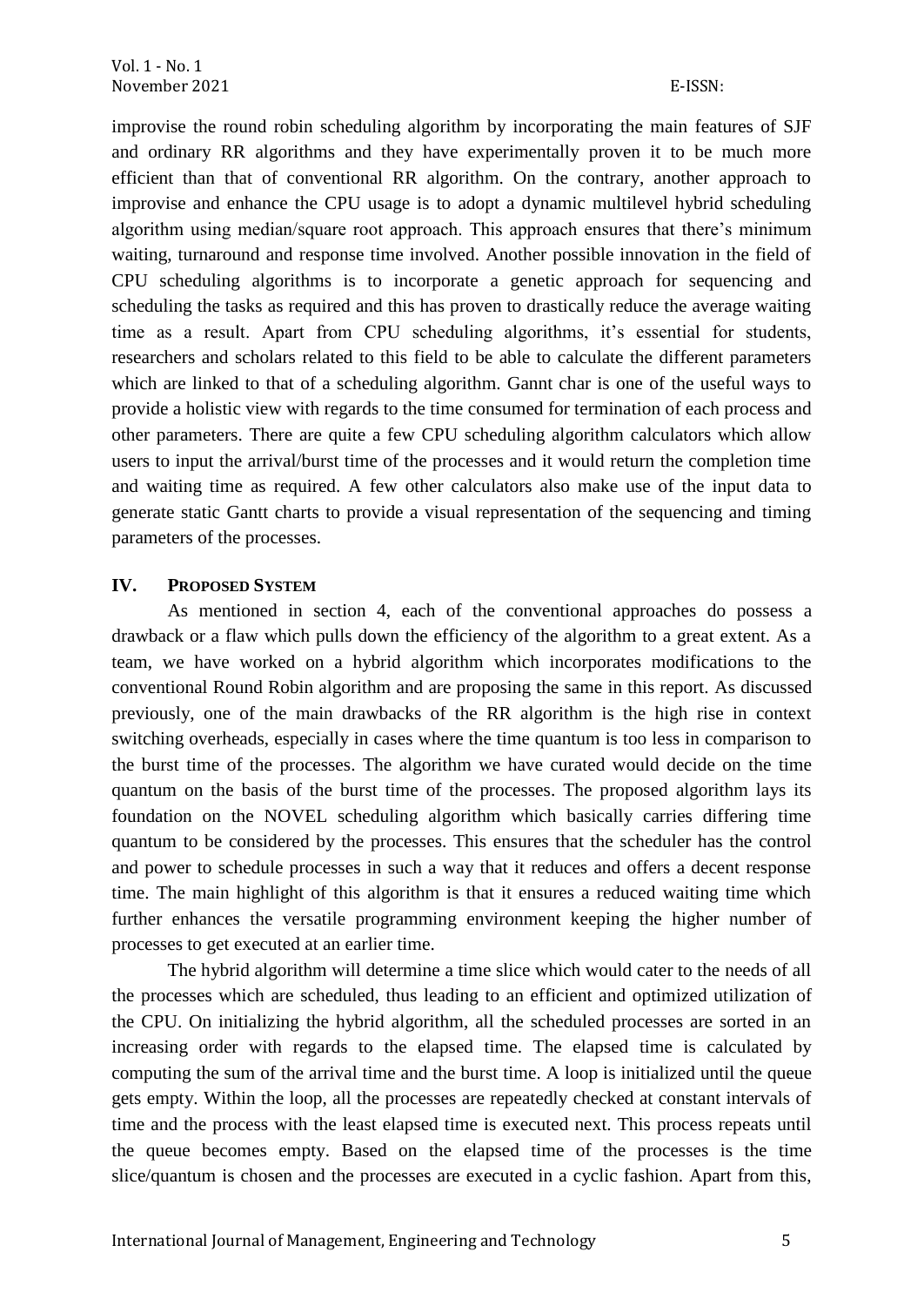improvise the round robin scheduling algorithm by incorporating the main features of SJF and ordinary RR algorithms and they have experimentally proven it to be much more efficient than that of conventional RR algorithm. On the contrary, another approach to improvise and enhance the CPU usage is to adopt a dynamic multilevel hybrid scheduling algorithm using median/square root approach. This approach ensures that there's minimum waiting, turnaround and response time involved. Another possible innovation in the field of CPU scheduling algorithms is to incorporate a genetic approach for sequencing and scheduling the tasks as required and this has proven to drastically reduce the average waiting time as a result. Apart from CPU scheduling algorithms, it's essential for students, researchers and scholars related to this field to be able to calculate the different parameters which are linked to that of a scheduling algorithm. Gannt char is one of the useful ways to provide a holistic view with regards to the time consumed for termination of each process and other parameters. There are quite a few CPU scheduling algorithm calculators which allow users to input the arrival/burst time of the processes and it would return the completion time and waiting time as required. A few other calculators also make use of the input data to generate static Gantt charts to provide a visual representation of the sequencing and timing parameters of the processes.

## IV. PROPOSED SYSTEM

As mentioned in section 4, each of the conventional approaches do possess a drawback or a flaw which pulls down the efficiency of the algorithm to a great extent. As a team, we have worked on a hybrid algorithm which incorporates modifications to the conventional Round Robin algorithm and are proposing the same in this report. As discussed previously, one of the main drawbacks of the RR algorithm is the high rise in context switching overheads, especially in cases where the time quantum is too less in comparison to the burst time of the processes. The algorithm we have curated would decide on the time quantum on the basis of the burst time of the processes. The proposed algorithm lays its foundation on the NOVEL scheduling algorithm which basically carries differing time quantum to be considered by the processes. This ensures that the scheduler has the control and power to schedule processes in such a way that it reduces and offers a decent response time. The main highlight of this algorithm is that it ensures a reduced waiting time which further enhances the versatile programming environment keeping the higher number of processes to get executed at an earlier time.

The hybrid algorithm will determine a time slice which would cater to the needs of all the processes which are scheduled, thus leading to an efficient and optimized utilization of the CPU. On initializing the hybrid algorithm, all the scheduled processes are sorted in an increasing order with regards to the elapsed time. The elapsed time is calculated by computing the sum of the arrival time and the burst time. A loop is initialized until the queue gets empty. Within the loop, all the processes are repeatedly checked at constant intervals of time and the process with the least elapsed time is executed next. This process repeats until the queue becomes empty. Based on the elapsed time of the processes is the time slice/quantum is chosen and the processes are executed in a cyclic fashion. Apart from this,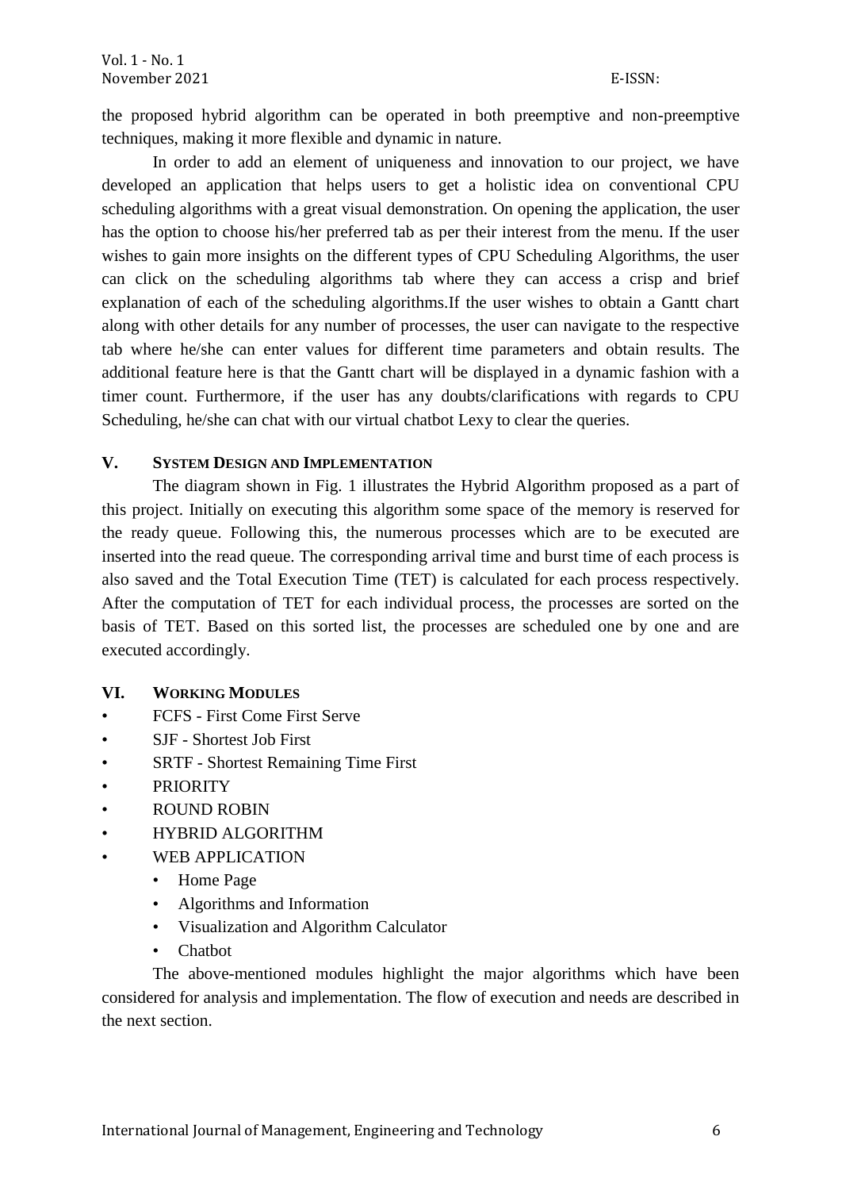the proposed hybrid algorithm can be operated in both preemptive and non-preemptive techniques, making it more flexible and dynamic in nature.

In order to add an element of uniqueness and innovation to our project, we have developed an application that helps users to get a holistic idea on conventional CPU scheduling algorithms with a great visual demonstration. On opening the application, the user has the option to choose his/her preferred tab as per their interest from the menu. If the user wishes to gain more insights on the different types of CPU Scheduling Algorithms, the user can click on the scheduling algorithms tab where they can access a crisp and brief explanation of each of the scheduling algorithms.If the user wishes to obtain a Gantt chart along with other details for any number of processes, the user can navigate to the respective tab where he/she can enter values for different time parameters and obtain results. The additional feature here is that the Gantt chart will be displayed in a dynamic fashion with a timer count. Furthermore, if the user has any doubts/clarifications with regards to CPU Scheduling, he/she can chat with our virtual chatbot Lexy to clear the queries.

## V. System Design and Implementation

The diagram shown in Fig. 1 illustrates the Hybrid Algorithm proposed as a part of this project. Initially on executing this algorithm some space of the memory is reserved for the ready queue. Following this, the numerous processes which are to be executed are inserted into the read queue. The corresponding arrival time and burst time of each process is also saved and the Total Execution Time (TET) is calculated for each process respectively. After the computation of TET for each individual process, the processes are sorted on the basis of TET. Based on this sorted list, the processes are scheduled one by one and are executed accordingly.

## VI. Working Modules

- FCFS - First Come First Serve
- SJF - Shortest Job First
- SRTF - Shortest Remaining Time First
- PRIORITY
- ROUND ROBIN
- HYBRID ALGORITHM
- WEB APPLICATION
    - Home Page
    - Algorithms and Information
    - Visualization and Algorithm Calculator
    - Chatbot

The above-mentioned modules highlight the major algorithms which have been considered for analysis and implementation. The flow of execution and needs are described in the next section.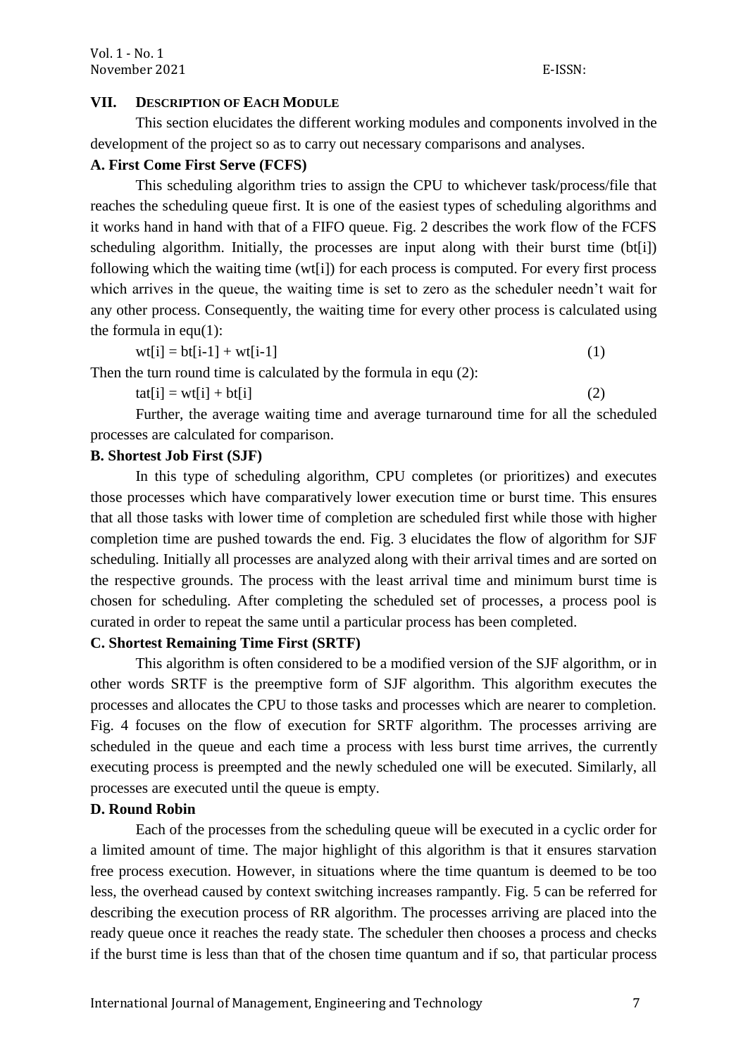## VII. Description of Each Module

This section elucidates the different working modules and components involved in the development of the project so as to carry out necessary comparisons and analyses.

### A. First Come First Serve (FCFS)

This scheduling algorithm tries to assign the CPU to whichever task/process/file that reaches the scheduling queue first. It is one of the easiest types of scheduling algorithms and it works hand in hand with that of a FIFO queue. Fig. 2 describes the work flow of the FCFS scheduling algorithm. Initially, the processes are input along with their burst time (bt[i]) following which the waiting time (wt[i]) for each process is computed. For every first process which arrives in the queue, the waiting time is set to zero as the scheduler needn't wait for any other process. Consequently, the waiting time for every other process is calculated using the formula in equ(1):

$$wt[i] = bt[i-1] + wt[i-1] \tag{1}$$

Then the turn round time is calculated by the formula in equ (2):

$$tat[i] = wt[i] + bt[i] \tag{2}$$

Further, the average waiting time and average turnaround time for all the scheduled processes are calculated for comparison.

### B. Shortest Job First (SJF)

In this type of scheduling algorithm, CPU completes (or prioritizes) and executes those processes which have comparatively lower execution time or burst time. This ensures that all those tasks with lower time of completion are scheduled first while those with higher completion time are pushed towards the end. Fig. 3 elucidates the flow of algorithm for SJF scheduling. Initially all processes are analyzed along with their arrival times and are sorted on the respective grounds. The process with the least arrival time and minimum burst time is chosen for scheduling. After completing the scheduled set of processes, a process pool is curated in order to repeat the same until a particular process has been completed.

### C. Shortest Remaining Time First (SRTF)

This algorithm is often considered to be a modified version of the SJF algorithm, or in other words SRTF is the preemptive form of SJF algorithm. This algorithm executes the processes and allocates the CPU to those tasks and processes which are nearer to completion. Fig. 4 focuses on the flow of execution for SRTF algorithm. The processes arriving are scheduled in the queue and each time a process with less burst time arrives, the currently executing process is preempted and the newly scheduled one will be executed. Similarly, all processes are executed until the queue is empty.

### D. Round Robin

Each of the processes from the scheduling queue will be executed in a cyclic order for a limited amount of time. The major highlight of this algorithm is that it ensures starvation free process execution. However, in situations where the time quantum is deemed to be too less, the overhead caused by context switching increases rampantly. Fig. 5 can be referred for describing the execution process of RR algorithm. The processes arriving are placed into the ready queue once it reaches the ready state. The scheduler then chooses a process and checks if the burst time is less than that of the chosen time quantum and if so, that particular process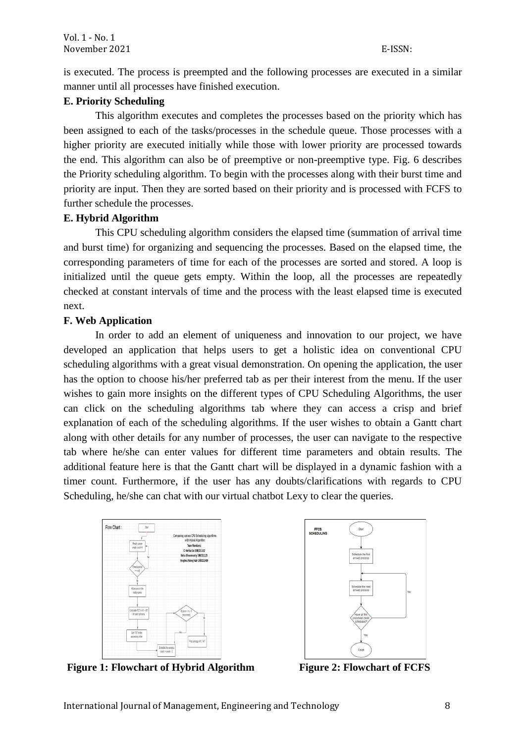is executed. The process is preempted and the following processes are executed in a similar manner until all processes have finished execution.

### E. Priority Scheduling

This algorithm executes and completes the processes based on the priority which has been assigned to each of the tasks/processes in the schedule queue. Those processes with a higher priority are executed initially while those with lower priority are processed towards the end. This algorithm can also be of preemptive or non-preemptive type. Fig. 6 describes the Priority scheduling algorithm. To begin with the processes along with their burst time and priority are input. Then they are sorted based on their priority and is processed with FCFS to further schedule the processes.

### E. Hybrid Algorithm

This CPU scheduling algorithm considers the elapsed time (summation of arrival time and burst time) for organizing and sequencing the processes. Based on the elapsed time, the corresponding parameters of time for each of the processes are sorted and stored. A loop is initialized until the queue gets empty. Within the loop, all the processes are repeatedly checked at constant intervals of time and the process with the least elapsed time is executed next.

### F. Web Application

In order to add an element of uniqueness and innovation to our project, we have developed an application that helps users to get a holistic idea on conventional CPU scheduling algorithms with a great visual demonstration. On opening the application, the user has the option to choose his/her preferred tab as per their interest from the menu. If the user wishes to gain more insights on the different types of CPU Scheduling Algorithms, the user can click on the scheduling algorithms tab where they can access a crisp and brief explanation of each of the scheduling algorithms. If the user wishes to obtain a Gantt chart along with other details for any number of processes, the user can navigate to the respective tab where he/she can enter values for different time parameters and obtain results. The additional feature here is that the Gantt chart will be displayed in a dynamic fashion with a timer count. Furthermore, if the user has any doubts/clarifications with regards to CPU Scheduling, he/she can chat with our virtual chatbot Lexy to clear the queries.

**Figure 1: Flowchart of Hybrid Algorithm**

**Figure 2: Flowchart of FCFS**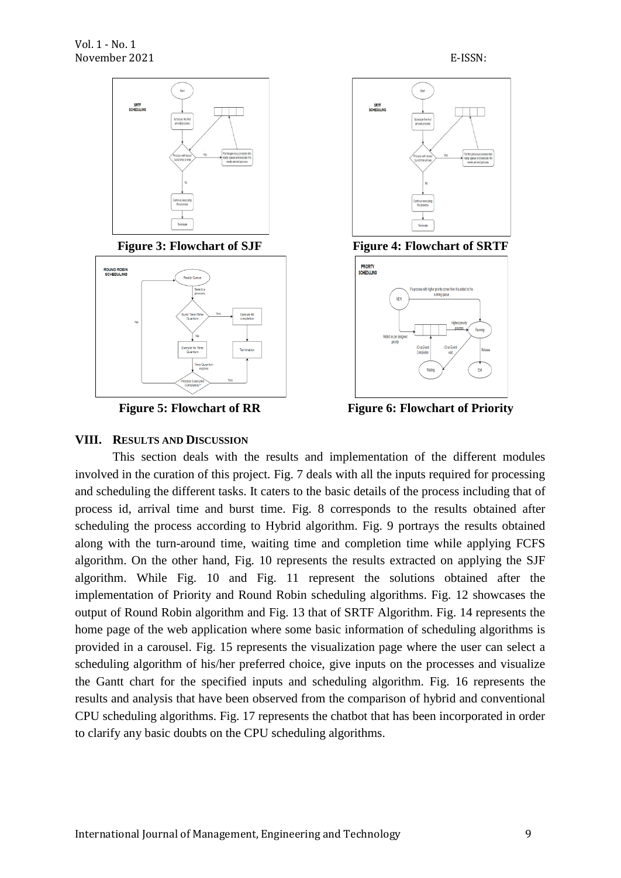Figure 3: Flowchart of SJF

Figure 4: Flowchart of SRTF

Figure 5: Flowchart of RR

Figure 6: Flowchart of Priority

## VIII. RESULTS AND DISCUSSION

This section deals with the results and implementation of the different modules involved in the curation of this project. Fig. 7 deals with all the inputs required for processing and scheduling the different tasks. It caters to the basic details of the process including that of process id, arrival time and burst time. Fig. 8 corresponds to the results obtained after scheduling the process according to Hybrid algorithm. Fig. 9 portrays the results obtained along with the turn-around time, waiting time and completion time while applying FCFS algorithm. On the other hand, Fig. 10 represents the results extracted on applying the SJF algorithm. While Fig. 10 and Fig. 11 represent the solutions obtained after the implementation of Priority and Round Robin scheduling algorithms. Fig. 12 showcases the output of Round Robin algorithm and Fig. 13 that of SRTF Algorithm. Fig. 14 represents the home page of the web application where some basic information of scheduling algorithms is provided in a carousel. Fig. 15 represents the visualization page where the user can select a scheduling algorithm of his/her preferred choice, give inputs on the processes and visualize the Gantt chart for the specified inputs and scheduling algorithm. Fig. 16 represents the results and analysis that have been observed from the comparison of hybrid and conventional CPU scheduling algorithms. Fig. 17 represents the chatbot that has been incorporated in order to clarify any basic doubts on the CPU scheduling algorithms.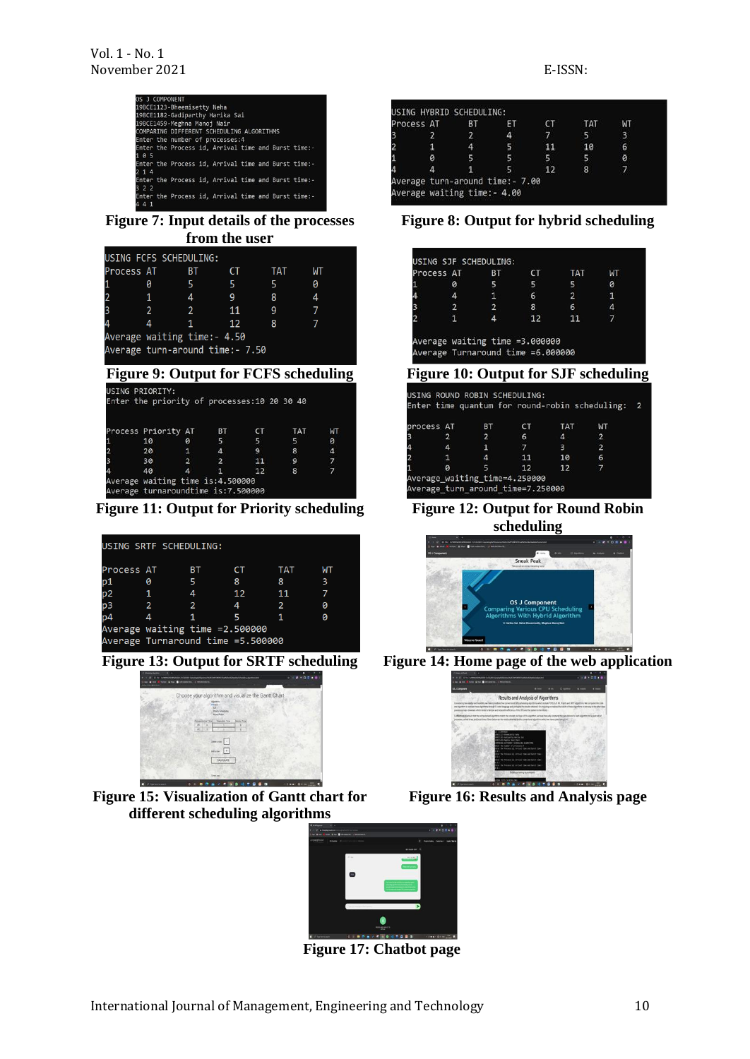```
OS J COMPONENT
19BCE1123-Bheemisetty Neha
19BCE1182-Gadiparthy Harika Sai
19BCE1459-Meghna Manoj Nair
COMPARING DIFFERENT SCHEDULING ALGORITHMS
Enter the number of processes:4
Enter the Process id, Arrival time and Burst time:-
1 0 5
Enter the Process id, Arrival time and Burst time:-
2 1 4
Enter the Process id, Arrival time and Burst time:-
3 2 2
Enter the Process id, Arrival time and Burst time:-
4 4 1
```

**Figure 7: Input details of the processes from the user**

```
USING HYBRID SCHEDULING:
Process AT    BT    ET    CT    TAT   WT
3       2     2     4     7     5     3
2       1     4     5     11    10    6
1       0     5     5     5     5     0
4       4     1     5     12    8     7
Average turn-around time:- 7.00
Average waiting time:- 4.00
```

**Figure 8: Output for hybrid scheduling**

```
USING FCFS SCHEDULING:
Process AT    BT    CT    TAT   WT
1       0     5     5     5     0
2       1     4     9     8     4
3       2     2     11    9     7
4       4     1     12    8     7
Average waiting time:- 4.50
Average turn-around time:- 7.50
```

**Figure 9: Output for FCFS scheduling**

```
USING SJF SCHEDULING:
Process AT    BT    CT    TAT   WT
1       0     5     5     5     0
4       4     1     6     2     1
3       2     2     8     6     4
2       1     4     12    11    7

Average waiting time =3.000000
Average Turnaround time =6.000000
```

**Figure 10: Output for SJF scheduling**

```
USING PRIORITY:
Enter the priority of processes:10 20 30 40

Process Priority AT    BT    CT    TAT   WT
1       10       0     5     5     5     0
2       20       1     4     9     8     4
3       30       2     2     11    9     7
4       40       4     1     12    8     7
Average waiting time is:4.500000
Average turnaroundtime is:7.500000
```

**Figure 11: Output for Priority scheduling**

```
USING ROUND ROBIN SCHEDULING:
Enter time quantum for round-robin scheduling:  2

process AT    BT    CT    TAT   WT
3       2     2     6     4     2
4       4     1     7     3     2
2       1     4     11    10    6
1       0     5     12    12    7
Average_waiting_time=4.250000
Average_turn_around_time=7.250000
```

**Figure 12: Output for Round Robin scheduling**

```
USING SRTF SCHEDULING:

Process AT    BT    CT    TAT   WT
p1      0     5     8     8     3
p2      1     4     12    11    7
p3      2     2     4     2     0
p4      4     1     5     1     0
Average waiting time =2.500000
Average Turnaround time =5.500000
```

**Figure 13: Output for SRTF scheduling**

**Figure 14: Home page of the web application**

**Figure 15: Visualization of Gantt chart for different scheduling algorithms**

**Figure 16: Results and Analysis page**

**Figure 17: Chatbot page**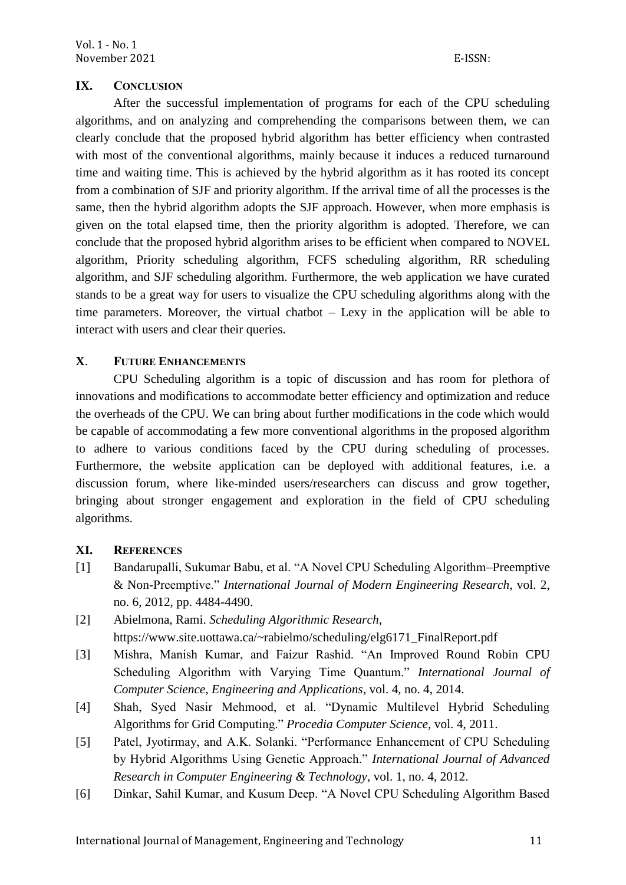## IX. CONCLUSION

After the successful implementation of programs for each of the CPU scheduling algorithms, and on analyzing and comprehending the comparisons between them, we can clearly conclude that the proposed hybrid algorithm has better efficiency when contrasted with most of the conventional algorithms, mainly because it induces a reduced turnaround time and waiting time. This is achieved by the hybrid algorithm as it has rooted its concept from a combination of SJF and priority algorithm. If the arrival time of all the processes is the same, then the hybrid algorithm adopts the SJF approach. However, when more emphasis is given on the total elapsed time, then the priority algorithm is adopted. Therefore, we can conclude that the proposed hybrid algorithm arises to be efficient when compared to NOVEL algorithm, Priority scheduling algorithm, FCFS scheduling algorithm, RR scheduling algorithm, and SJF scheduling algorithm. Furthermore, the web application we have curated stands to be a great way for users to visualize the CPU scheduling algorithms along with the time parameters. Moreover, the virtual chatbot – Lexy in the application will be able to interact with users and clear their queries.

## X. FUTURE ENHANCEMENTS

CPU Scheduling algorithm is a topic of discussion and has room for plethora of innovations and modifications to accommodate better efficiency and optimization and reduce the overheads of the CPU. We can bring about further modifications in the code which would be capable of accommodating a few more conventional algorithms in the proposed algorithm to adhere to various conditions faced by the CPU during scheduling of processes. Furthermore, the website application can be deployed with additional features, i.e. a discussion forum, where like-minded users/researchers can discuss and grow together, bringing about stronger engagement and exploration in the field of CPU scheduling algorithms.

## XI. REFERENCES

[1] Bandarupalli, Sukumar Babu, et al. "A Novel CPU Scheduling Algorithm–Preemptive & Non-Preemptive." *International Journal of Modern Engineering Research*, vol. 2, no. 6, 2012, pp. 4484-4490.

[2] Abielmona, Rami. *Scheduling Algorithmic Research*, https://www.site.uottawa.ca/~rabielmo/scheduling/elg6171_FinalReport.pdf

[3] Mishra, Manish Kumar, and Faizur Rashid. "An Improved Round Robin CPU Scheduling Algorithm with Varying Time Quantum." *International Journal of Computer Science, Engineering and Applications*, vol. 4, no. 4, 2014.

[4] Shah, Syed Nasir Mehmood, et al. "Dynamic Multilevel Hybrid Scheduling Algorithms for Grid Computing." *Procedia Computer Science*, vol. 4, 2011.

[5] Patel, Jyotirmay, and A.K. Solanki. "Performance Enhancement of CPU Scheduling by Hybrid Algorithms Using Genetic Approach." *International Journal of Advanced Research in Computer Engineering & Technology*, vol. 1, no. 4, 2012.

[6] Dinkar, Sahil Kumar, and Kusum Deep. "A Novel CPU Scheduling Algorithm Based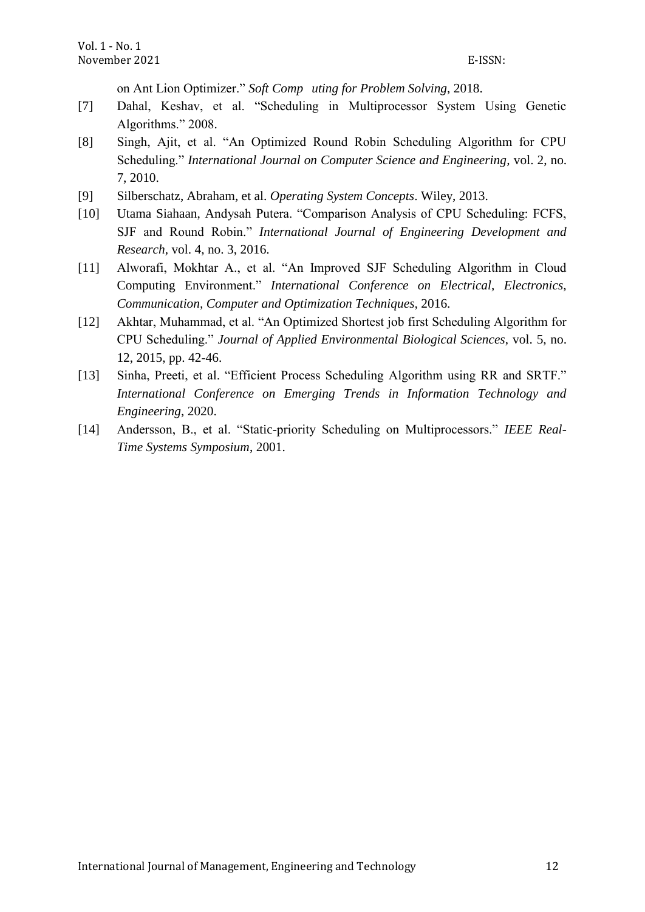on Ant Lion Optimizer." *Soft Comp uting for Problem Solving*, 2018.

[7] Dahal, Keshav, et al. "Scheduling in Multiprocessor System Using Genetic Algorithms." 2008.

[8] Singh, Ajit, et al. "An Optimized Round Robin Scheduling Algorithm for CPU Scheduling." *International Journal on Computer Science and Engineering*, vol. 2, no. 7, 2010.

[9] Silberschatz, Abraham, et al. *Operating System Concepts*. Wiley, 2013.

[10] Utama Siahaan, Andysah Putera. "Comparison Analysis of CPU Scheduling: FCFS, SJF and Round Robin." *International Journal of Engineering Development and Research*, vol. 4, no. 3, 2016.

[11] Alworafi, Mokhtar A., et al. "An Improved SJF Scheduling Algorithm in Cloud Computing Environment." *International Conference on Electrical, Electronics, Communication, Computer and Optimization Techniques*, 2016.

[12] Akhtar, Muhammad, et al. "An Optimized Shortest job first Scheduling Algorithm for CPU Scheduling." *Journal of Applied Environmental Biological Sciences*, vol. 5, no. 12, 2015, pp. 42-46.

[13] Sinha, Preeti, et al. "Efficient Process Scheduling Algorithm using RR and SRTF." *International Conference on Emerging Trends in Information Technology and Engineering*, 2020.

[14] Andersson, B., et al. "Static-priority Scheduling on Multiprocessors." *IEEE Real-Time Systems Symposium*, 2001.